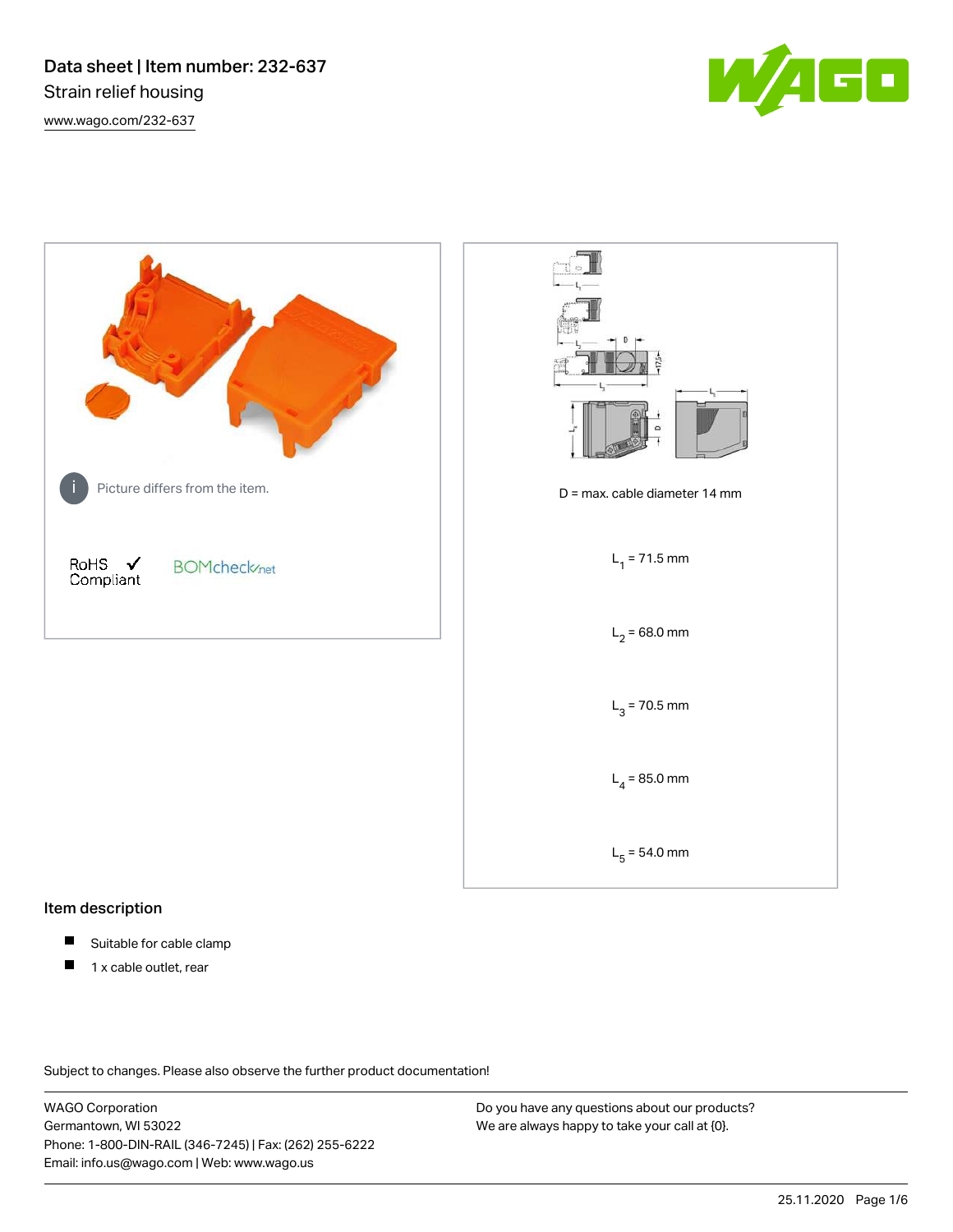# Data sheet | Item number: 232-637

Strain relief housing

www.wago.com/232-637

Picture differs from the item.

RoHS Compliant

BOMcheck.net

D = max. cable diameter 14 mm

$L_1$ = 71.5 mm

$L_2$ = 68.0 mm

$L_3$ = 70.5 mm

$L_4$ = 85.0 mm

$L_5$ = 54.0 mm

## Item description

- Suitable for cable clamp
- 1 x cable outlet, rear

Subject to changes. Please also observe the further product documentation!

WAGO Corporation
Germantown, WI 53022
Phone: 1-800-DIN-RAIL (346-7245) | Fax: (262) 255-6222
Email: info.us@wago.com | Web: www.wago.us

Do you have any questions about our products?
We are always happy to take your call at {0}.

25.11.2020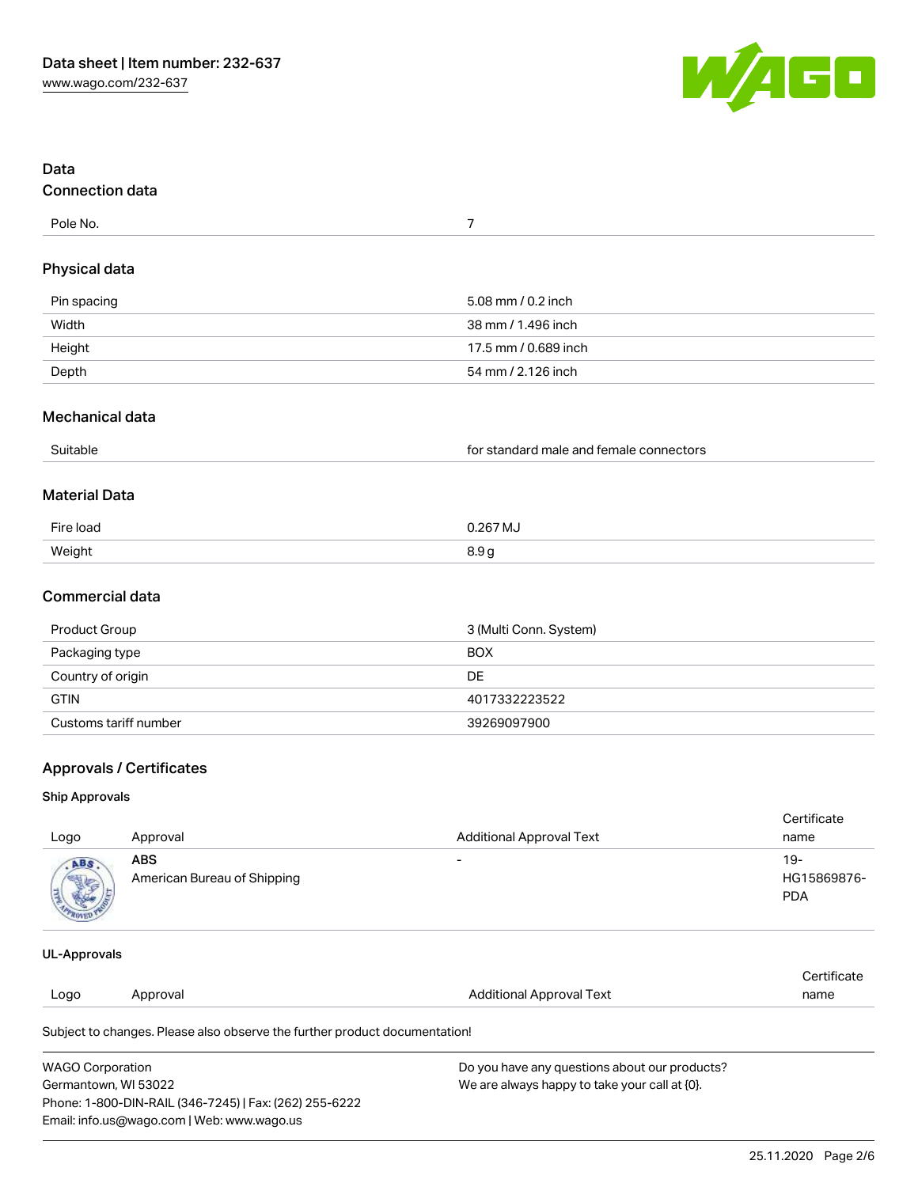## Data

### Connection data

| Pole No. | 7 |
| --- | --- |

### Physical data

| Pin spacing | 5.08 mm / 0.2 inch |
| --- | --- |
| Width | 38 mm / 1.496 inch |
| Height | 17.5 mm / 0.689 inch |
| Depth | 54 mm / 2.126 inch |

### Mechanical data

| Suitable | for standard male and female connectors |
| --- | --- |

### Material Data

| Fire load | 0.267 MJ |
| --- | --- |
| Weight | 8.9 g |

### Commercial data

| Product Group | 3 (Multi Conn. System) |
| --- | --- |
| Packaging type | BOX |
| Country of origin | DE |
| GTIN | 4017332223522 |
| Customs tariff number | 39269097900 |

## Approvals / Certificates

### Ship Approvals

| Logo | Approval | Additional Approval Text | Certificate name |
| --- | --- | --- | --- |
| | **ABS** American Bureau of Shipping | - | 19-HG15869876-PDA |

### UL-Approvals

| Logo | Approval | Additional Approval Text | Certificate name |
| --- | --- | --- | --- |

Subject to changes. Please also observe the further product documentation!

WAGO Corporation
Germantown, WI 53022
Phone: 1-800-DIN-RAIL (346-7245) | Fax: (262) 255-6222
Email: info.us@wago.com | Web: www.wago.us

Do you have any questions about our products?
We are always happy to take your call at {0}.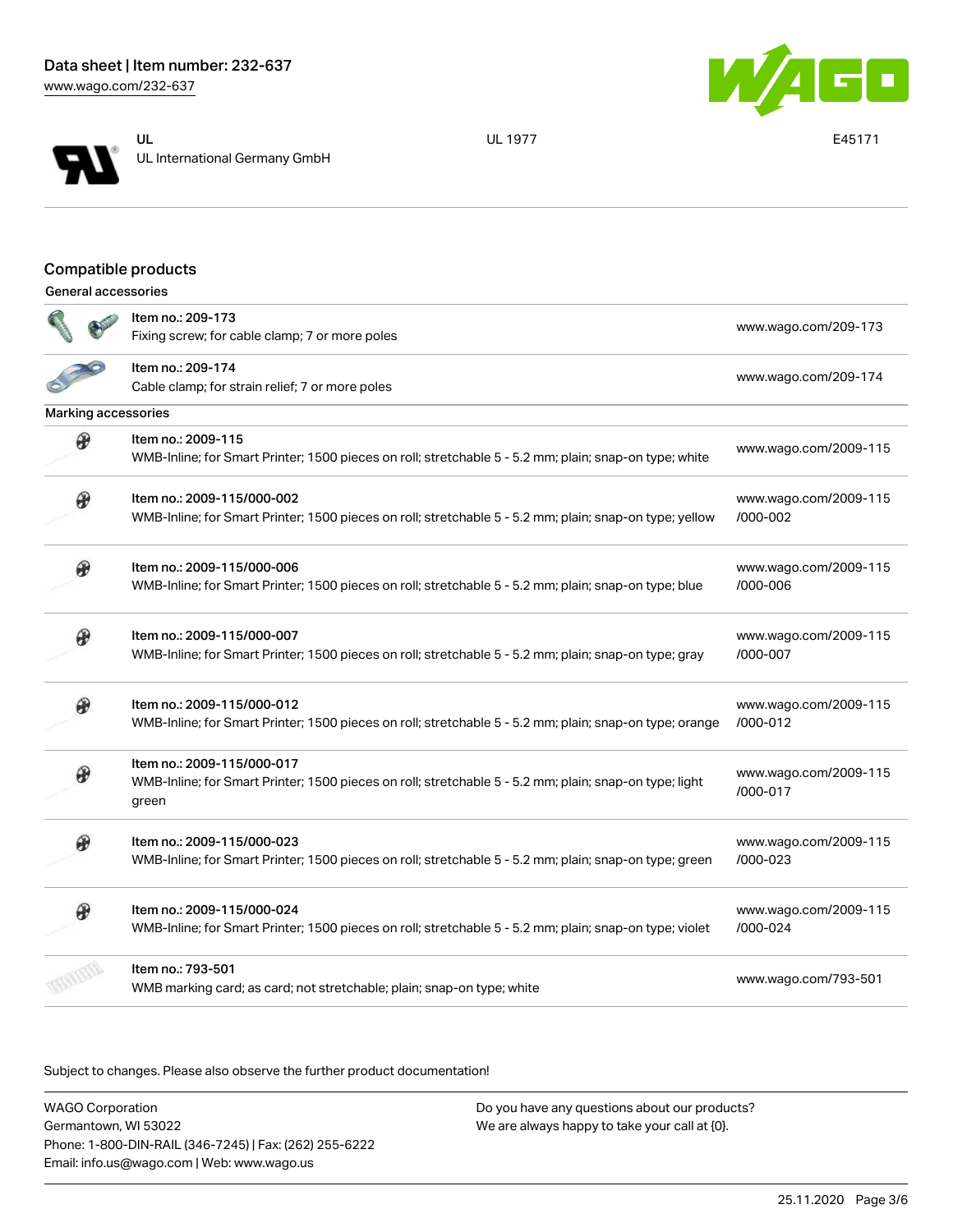| | | |
|---|---|---|
| UL<br>UL International Germany GmbH | UL 1977 | E45171 |

## Compatible products

General accessories

| Item | Link |
|---|---|
| Item no.: 209-173<br>Fixing screw; for cable clamp; 7 or more poles | www.wago.com/209-173 |
| Item no.: 209-174<br>Cable clamp; for strain relief; 7 or more poles | www.wago.com/209-174 |

Marking accessories

| Item | Link |
|---|---|
| Item no.: 2009-115<br>WMB-Inline; for Smart Printer; 1500 pieces on roll; stretchable 5 - 5.2 mm; plain; snap-on type; white | www.wago.com/2009-115 |
| Item no.: 2009-115/000-002<br>WMB-Inline; for Smart Printer; 1500 pieces on roll; stretchable 5 - 5.2 mm; plain; snap-on type; yellow | www.wago.com/2009-115/000-002 |
| Item no.: 2009-115/000-006<br>WMB-Inline; for Smart Printer; 1500 pieces on roll; stretchable 5 - 5.2 mm; plain; snap-on type; blue | www.wago.com/2009-115/000-006 |
| Item no.: 2009-115/000-007<br>WMB-Inline; for Smart Printer; 1500 pieces on roll; stretchable 5 - 5.2 mm; plain; snap-on type; gray | www.wago.com/2009-115/000-007 |
| Item no.: 2009-115/000-012<br>WMB-Inline; for Smart Printer; 1500 pieces on roll; stretchable 5 - 5.2 mm; plain; snap-on type; orange | www.wago.com/2009-115/000-012 |
| Item no.: 2009-115/000-017<br>WMB-Inline; for Smart Printer; 1500 pieces on roll; stretchable 5 - 5.2 mm; plain; snap-on type; light green | www.wago.com/2009-115/000-017 |
| Item no.: 2009-115/000-023<br>WMB-Inline; for Smart Printer; 1500 pieces on roll; stretchable 5 - 5.2 mm; plain; snap-on type; green | www.wago.com/2009-115/000-023 |
| Item no.: 2009-115/000-024<br>WMB-Inline; for Smart Printer; 1500 pieces on roll; stretchable 5 - 5.2 mm; plain; snap-on type; violet | www.wago.com/2009-115/000-024 |
| Item no.: 793-501<br>WMB marking card; as card; not stretchable; plain; snap-on type; white | www.wago.com/793-501 |

Subject to changes. Please also observe the further product documentation!

WAGO Corporation
Germantown, WI 53022
Phone: 1-800-DIN-RAIL (346-7245) | Fax: (262) 255-6222
Email: info.us@wago.com | Web: www.wago.us

Do you have any questions about our products?
We are always happy to take your call at {0}.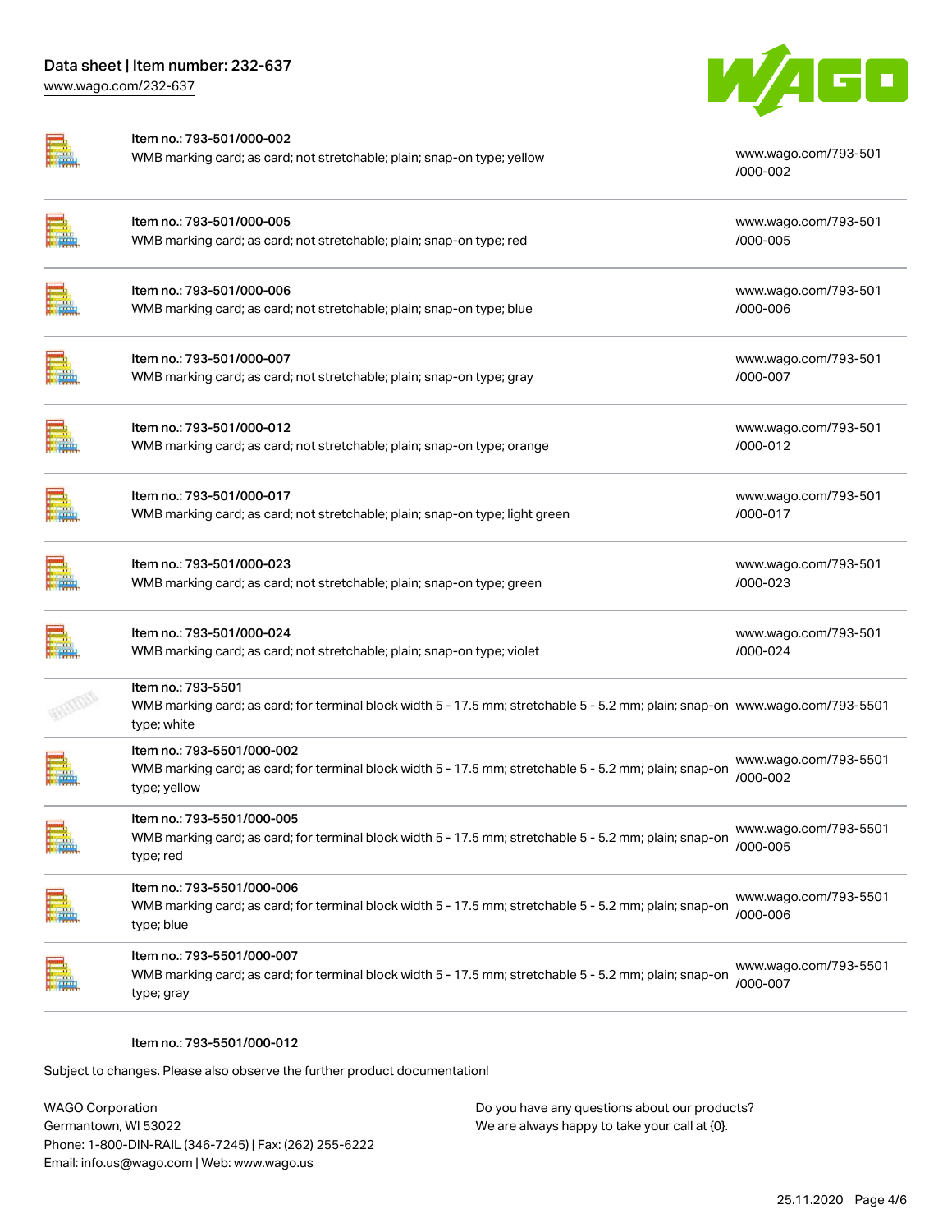| Item | Description | Link |
|---|---|---|
| Item no.: 793-501/000-002 | WMB marking card; as card; not stretchable; plain; snap-on type; yellow | www.wago.com/793-501/000-002 |
| Item no.: 793-501/000-005 | WMB marking card; as card; not stretchable; plain; snap-on type; red | www.wago.com/793-501/000-005 |
| Item no.: 793-501/000-006 | WMB marking card; as card; not stretchable; plain; snap-on type; blue | www.wago.com/793-501/000-006 |
| Item no.: 793-501/000-007 | WMB marking card; as card; not stretchable; plain; snap-on type; gray | www.wago.com/793-501/000-007 |
| Item no.: 793-501/000-012 | WMB marking card; as card; not stretchable; plain; snap-on type; orange | www.wago.com/793-501/000-012 |
| Item no.: 793-501/000-017 | WMB marking card; as card; not stretchable; plain; snap-on type; light green | www.wago.com/793-501/000-017 |
| Item no.: 793-501/000-023 | WMB marking card; as card; not stretchable; plain; snap-on type; green | www.wago.com/793-501/000-023 |
| Item no.: 793-501/000-024 | WMB marking card; as card; not stretchable; plain; snap-on type; violet | www.wago.com/793-501/000-024 |
| Item no.: 793-5501 | WMB marking card; as card; for terminal block width 5 - 17.5 mm; stretchable 5 - 5.2 mm; plain; snap-on type; white | www.wago.com/793-5501 |
| Item no.: 793-5501/000-002 | WMB marking card; as card; for terminal block width 5 - 17.5 mm; stretchable 5 - 5.2 mm; plain; snap-on type; yellow | www.wago.com/793-5501/000-002 |
| Item no.: 793-5501/000-005 | WMB marking card; as card; for terminal block width 5 - 17.5 mm; stretchable 5 - 5.2 mm; plain; snap-on type; red | www.wago.com/793-5501/000-005 |
| Item no.: 793-5501/000-006 | WMB marking card; as card; for terminal block width 5 - 17.5 mm; stretchable 5 - 5.2 mm; plain; snap-on type; blue | www.wago.com/793-5501/000-006 |
| Item no.: 793-5501/000-007 | WMB marking card; as card; for terminal block width 5 - 17.5 mm; stretchable 5 - 5.2 mm; plain; snap-on type; gray | www.wago.com/793-5501/000-007 |

Item no.: 793-5501/000-012

Subject to changes. Please also observe the further product documentation!

WAGO Corporation
Germantown, WI 53022
Phone: 1-800-DIN-RAIL (346-7245) | Fax: (262) 255-6222
Email: info.us@wago.com | Web: www.wago.us

Do you have any questions about our products?
We are always happy to take your call at {0}.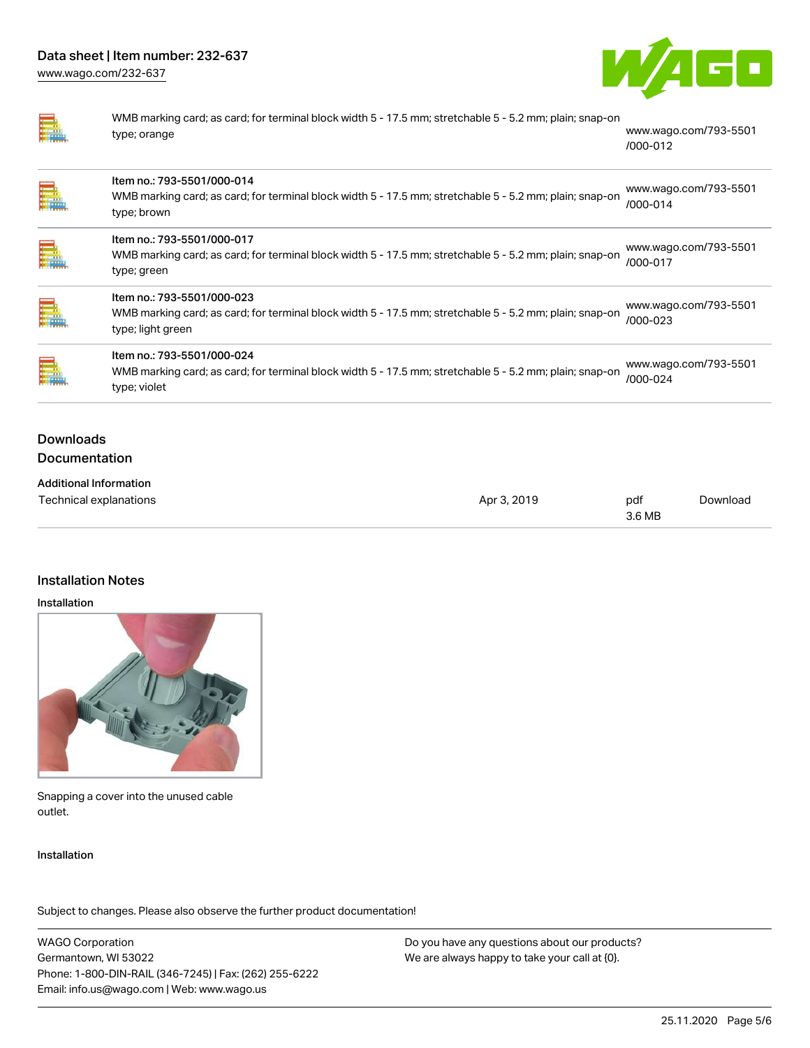| | | |
|---|---|---|
| | WMB marking card; as card; for terminal block width 5 - 17.5 mm; stretchable 5 - 5.2 mm; plain; snap-on type; orange | www.wago.com/793-5501/000-012 |
| | Item no.: 793-5501/000-014<br>WMB marking card; as card; for terminal block width 5 - 17.5 mm; stretchable 5 - 5.2 mm; plain; snap-on type; brown | www.wago.com/793-5501/000-014 |
| | Item no.: 793-5501/000-017<br>WMB marking card; as card; for terminal block width 5 - 17.5 mm; stretchable 5 - 5.2 mm; plain; snap-on type; green | www.wago.com/793-5501/000-017 |
| | Item no.: 793-5501/000-023<br>WMB marking card; as card; for terminal block width 5 - 17.5 mm; stretchable 5 - 5.2 mm; plain; snap-on type; light green | www.wago.com/793-5501/000-023 |
| | Item no.: 793-5501/000-024<br>WMB marking card; as card; for terminal block width 5 - 17.5 mm; stretchable 5 - 5.2 mm; plain; snap-on type; violet | www.wago.com/793-5501/000-024 |

## Downloads

### Documentation

**Additional Information**

| | | | |
|---|---|---|---|
| Technical explanations | Apr 3, 2019 | pdf<br>3.6 MB | Download |

## Installation Notes

**Installation**

Snapping a cover into the unused cable outlet.

**Installation**

Subject to changes. Please also observe the further product documentation!

WAGO Corporation
Germantown, WI 53022
Phone: 1-800-DIN-RAIL (346-7245) | Fax: (262) 255-6222
Email: info.us@wago.com | Web: www.wago.us

Do you have any questions about our products?
We are always happy to take your call at {0}.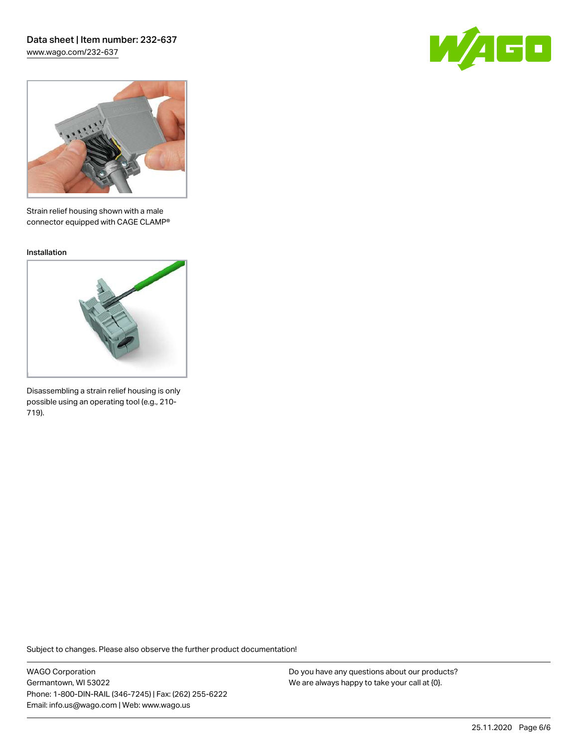Strain relief housing shown with a male connector equipped with CAGE CLAMP®

Installation

Disassembling a strain relief housing is only possible using an operating tool (e.g., 210-719).

Subject to changes. Please also observe the further product documentation!

WAGO Corporation
Germantown, WI 53022
Phone: 1-800-DIN-RAIL (346-7245) | Fax: (262) 255-6222
Email: info.us@wago.com | Web: www.wago.us

Do you have any questions about our products?
We are always happy to take your call at {0}.